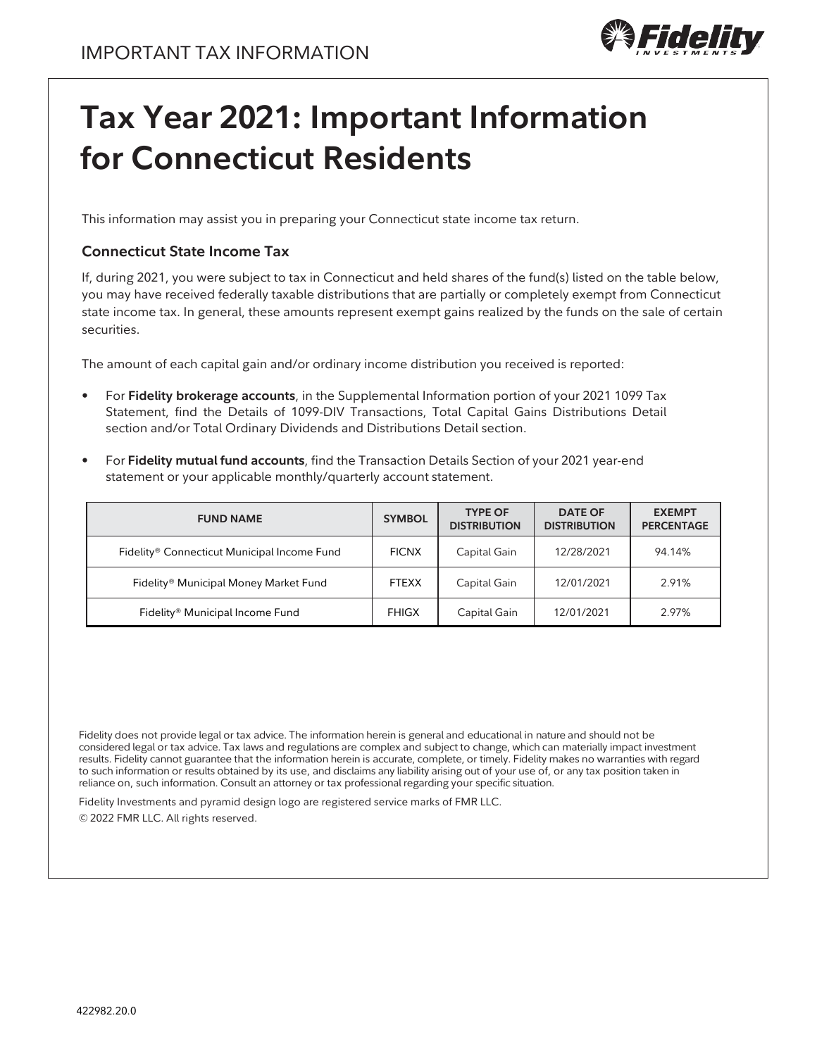IMPORTANT TAX INFORMATION

# Tax Year 2021: Important Information for Connecticut Residents

This information may assist you in preparing your Connecticut state income tax return.

### Connecticut State Income Tax

If, during 2021, you were subject to tax in Connecticut and held shares of the fund(s) listed on the table below, you may have received federally taxable distributions that are partially or completely exempt from Connecticut state income tax. In general, these amounts represent exempt gains realized by the funds on the sale of certain securities.

The amount of each capital gain and/or ordinary income distribution you received is reported:

- For **Fidelity brokerage accounts**, in the Supplemental Information portion of your 2021 1099 Tax Statement, find the Details of 1099-DIV Transactions, Total Capital Gains Distributions Detail section and/or Total Ordinary Dividends and Distributions Detail section.
- For **Fidelity mutual fund accounts**, find the Transaction Details Section of your 2021 year-end statement or your applicable monthly/quarterly account statement.

| FUND NAME | SYMBOL | TYPE OF DISTRIBUTION | DATE OF DISTRIBUTION | EXEMPT PERCENTAGE |
|---|---|---|---|---|
| Fidelity® Connecticut Municipal Income Fund | FICNX | Capital Gain | 12/28/2021 | 94.14% |
| Fidelity® Municipal Money Market Fund | FTEXX | Capital Gain | 12/01/2021 | 2.91% |
| Fidelity® Municipal Income Fund | FHIGX | Capital Gain | 12/01/2021 | 2.97% |

Fidelity does not provide legal or tax advice. The information herein is general and educational in nature and should not be considered legal or tax advice. Tax laws and regulations are complex and subject to change, which can materially impact investment results. Fidelity cannot guarantee that the information herein is accurate, complete, or timely. Fidelity makes no warranties with regard to such information or results obtained by its use, and disclaims any liability arising out of your use of, or any tax position taken in reliance on, such information. Consult an attorney or tax professional regarding your specific situation.

Fidelity Investments and pyramid design logo are registered service marks of FMR LLC.

© 2022 FMR LLC. All rights reserved.

422982.20.0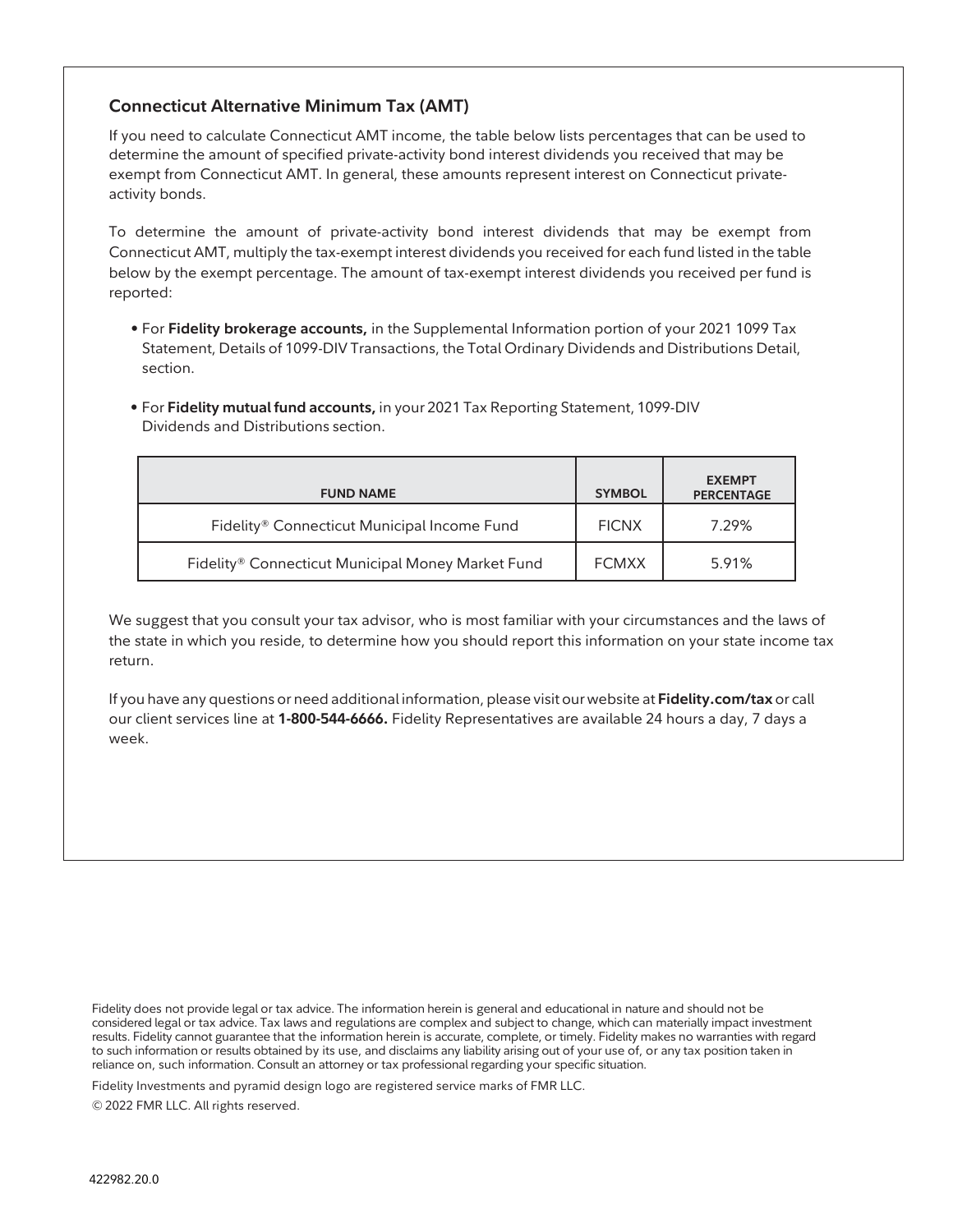## Connecticut Alternative Minimum Tax (AMT)

If you need to calculate Connecticut AMT income, the table below lists percentages that can be used to determine the amount of specified private-activity bond interest dividends you received that may be exempt from Connecticut AMT. In general, these amounts represent interest on Connecticut private-activity bonds.

To determine the amount of private-activity bond interest dividends that may be exempt from Connecticut AMT, multiply the tax-exempt interest dividends you received for each fund listed in the table below by the exempt percentage. The amount of tax-exempt interest dividends you received per fund is reported:

- For **Fidelity brokerage accounts,** in the Supplemental Information portion of your 2021 1099 Tax Statement, Details of 1099-DIV Transactions, the Total Ordinary Dividends and Distributions Detail, section.
- For **Fidelity mutual fund accounts,** in your 2021 Tax Reporting Statement, 1099-DIV Dividends and Distributions section.

| FUND NAME | SYMBOL | EXEMPT PERCENTAGE |
|---|---|---|
| Fidelity® Connecticut Municipal Income Fund | FICNX | 7.29% |
| Fidelity® Connecticut Municipal Money Market Fund | FCMXX | 5.91% |

We suggest that you consult your tax advisor, who is most familiar with your circumstances and the laws of the state in which you reside, to determine how you should report this information on your state income tax return.

If you have any questions or need additional information, please visit our website at **Fidelity.com/tax** or call our client services line at **1-800-544-6666.** Fidelity Representatives are available 24 hours a day, 7 days a week.

Fidelity does not provide legal or tax advice. The information herein is general and educational in nature and should not be considered legal or tax advice. Tax laws and regulations are complex and subject to change, which can materially impact investment results. Fidelity cannot guarantee that the information herein is accurate, complete, or timely. Fidelity makes no warranties with regard to such information or results obtained by its use, and disclaims any liability arising out of your use of, or any tax position taken in reliance on, such information. Consult an attorney or tax professional regarding your specific situation.

Fidelity Investments and pyramid design logo are registered service marks of FMR LLC.

© 2022 FMR LLC. All rights reserved.

422982.20.0